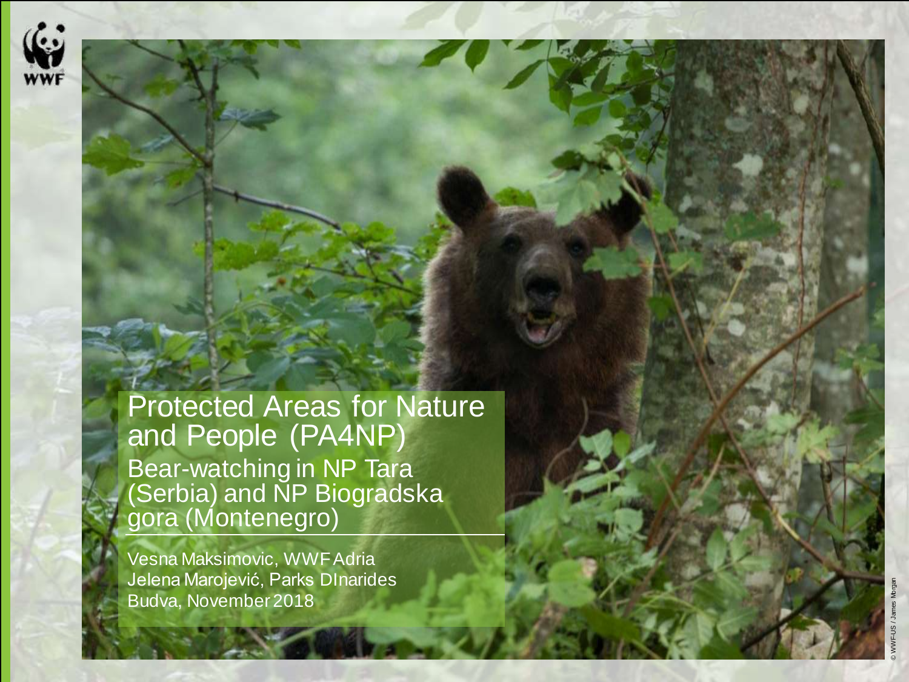# Protected Areas for Nature and People (PA4NP)

## Bear-watching in NP Tara (Serbia) and NP Biogradska gora (Montenegro)

Vesna Maksimovic, WWF Adria
Jelena Marojević, Parks DInarides
Budva, November 2018

© WWF-US / James Morgan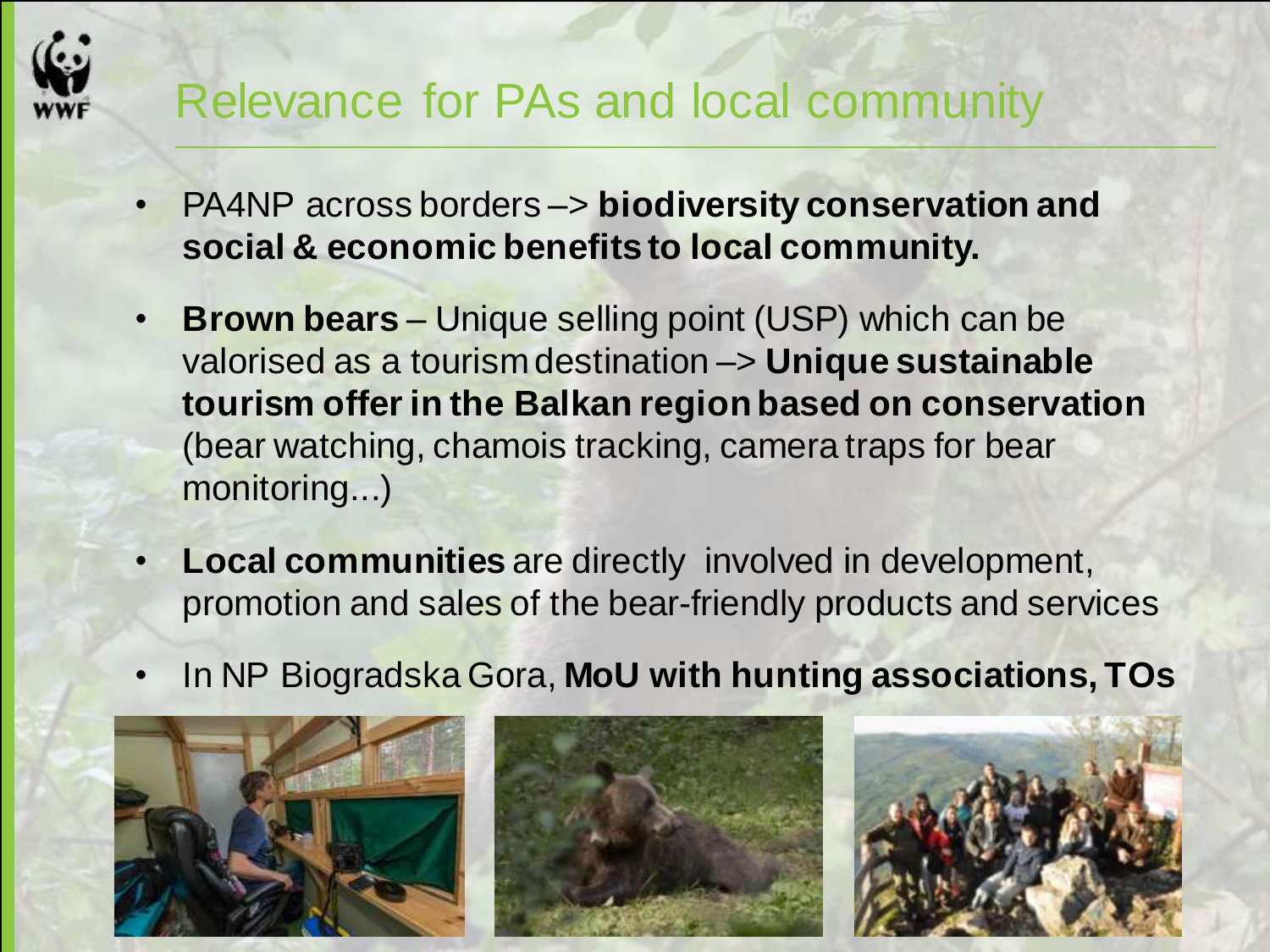# Relevance for PAs and local community

- PA4NP across borders –> **biodiversity conservation and social & economic benefits to local community.**
- **Brown bears** – Unique selling point (USP) which can be valorised as a tourism destination –> **Unique sustainable tourism offer in the Balkan region based on conservation** (bear watching, chamois tracking, camera traps for bear monitoring...)
- **Local communities** are directly involved in development, promotion and sales of the bear-friendly products and services
- In NP Biogradska Gora, **MoU with hunting associations, TOs**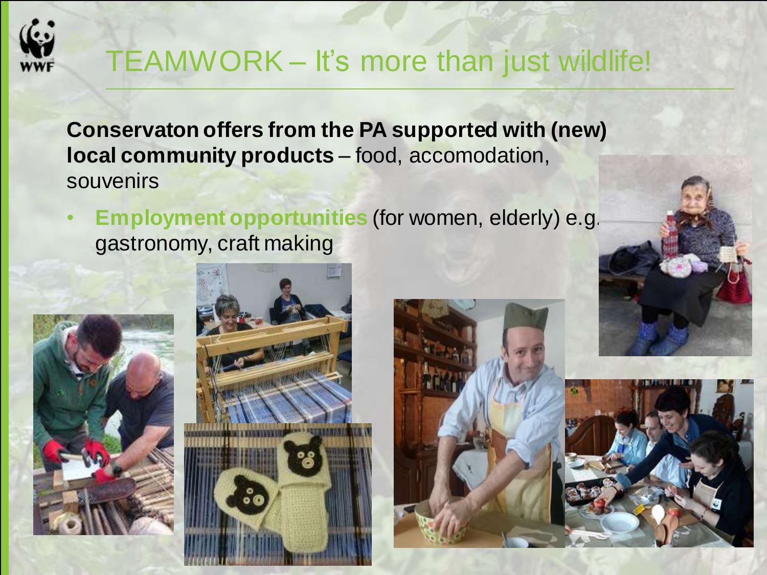# TEAMWORK – It's more than just wildlife!

**Conservaton offers from the PA supported with (new) local community products** – food, accomodation, souvenirs

- **Employment opportunities** (for women, elderly) e.g. gastronomy, craft making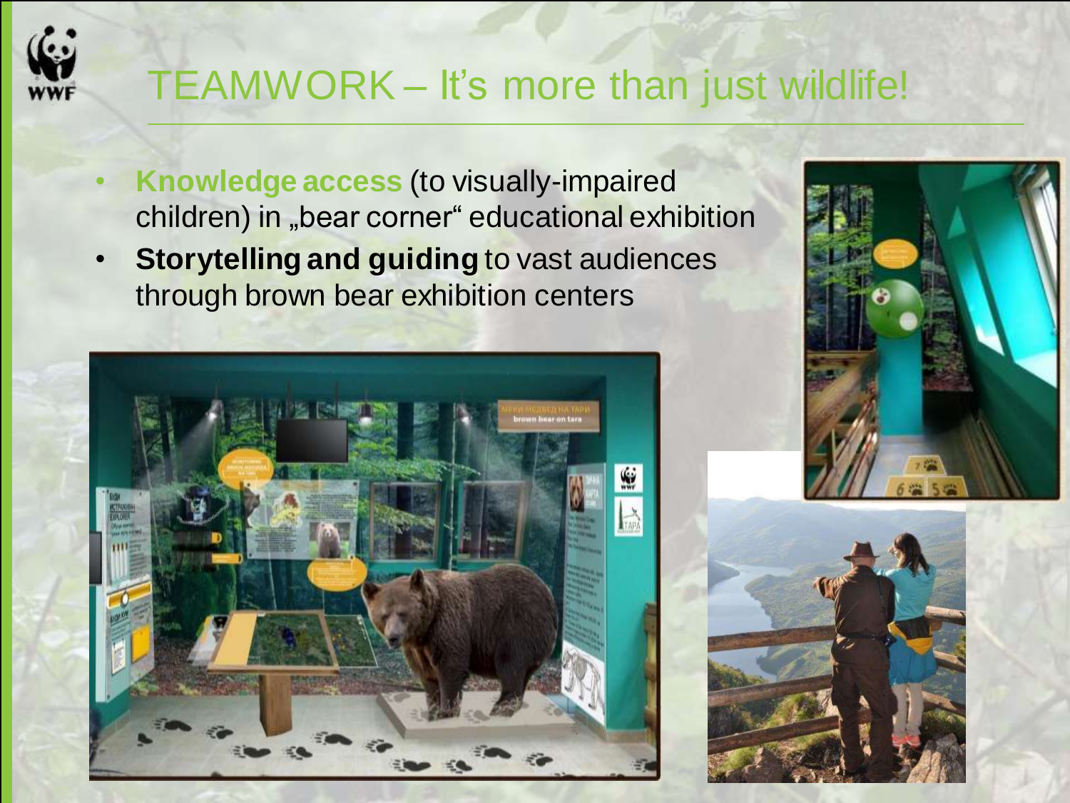# TEAMWORK – It's more than just wildlife!

- **Knowledge access** (to visually-impaired children) in „bear corner" educational exhibition
- **Storytelling and guiding** to vast audiences through brown bear exhibition centers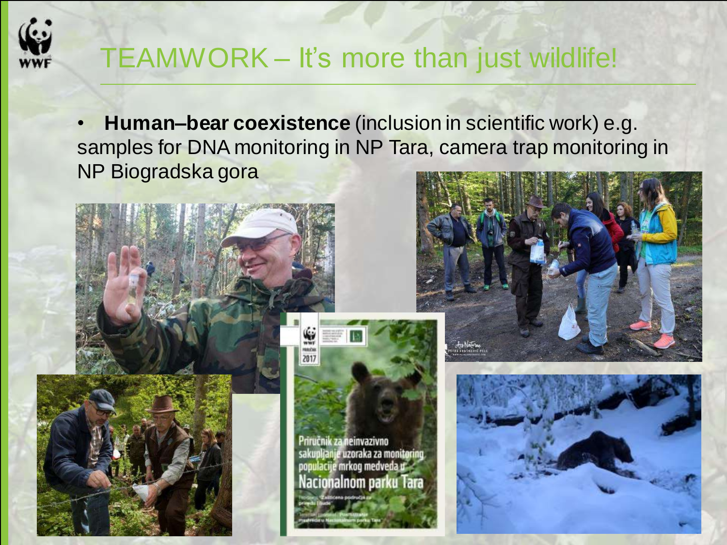# TEAMWORK – It's more than just wildlife!

- **Human–bear coexistence** (inclusion in scientific work) e.g. samples for DNA monitoring in NP Tara, camera trap monitoring in NP Biogradska gora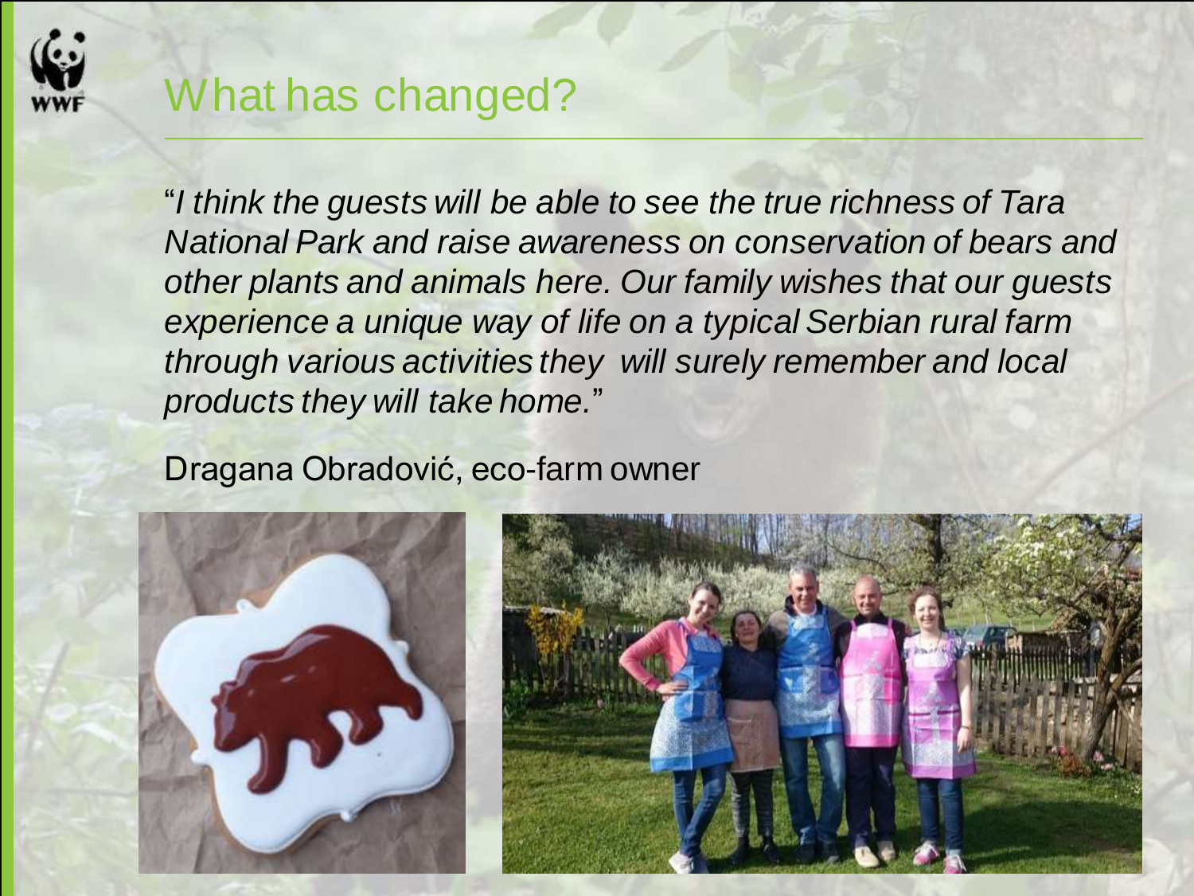# What has changed?

"*I think the guests will be able to see the true richness of Tara National Park and raise awareness on conservation of bears and other plants and animals here. Our family wishes that our guests experience a unique way of life on a typical Serbian rural farm through various activities they will surely remember and local products they will take home.*"

Dragana Obradović, eco-farm owner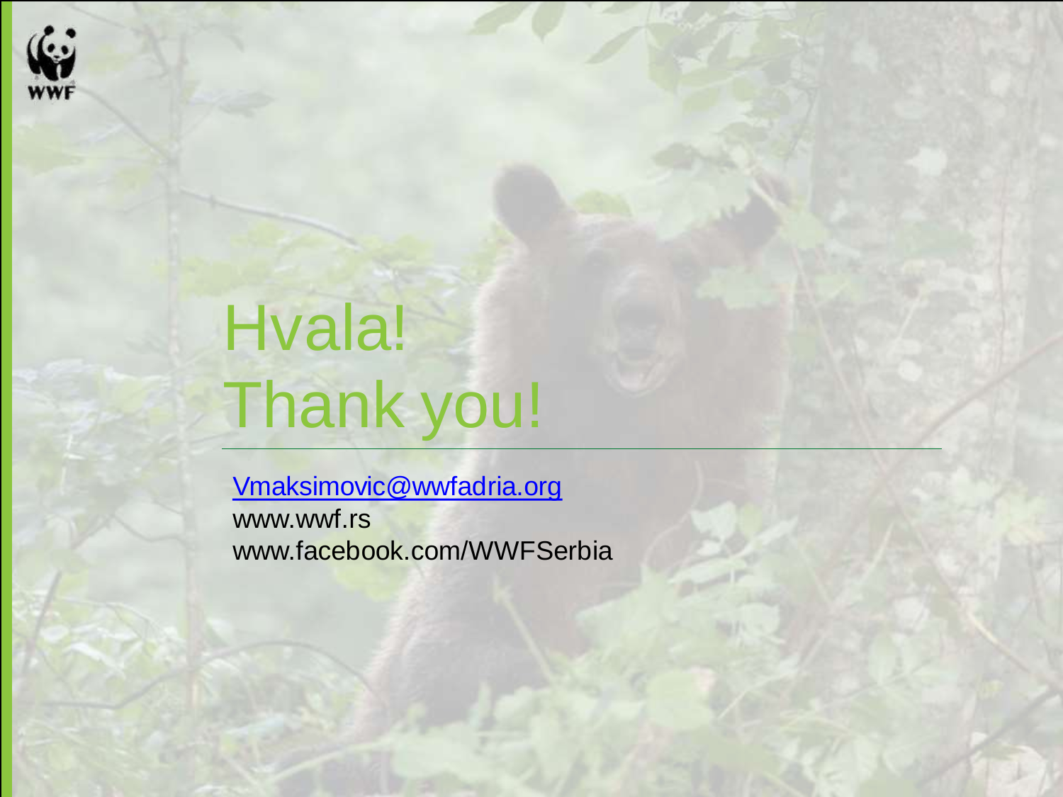# Hvala!
# Thank you!

---

Vmaksimovic@wwfadria.org
www.wwf.rs
www.facebook.com/WWFSerbia